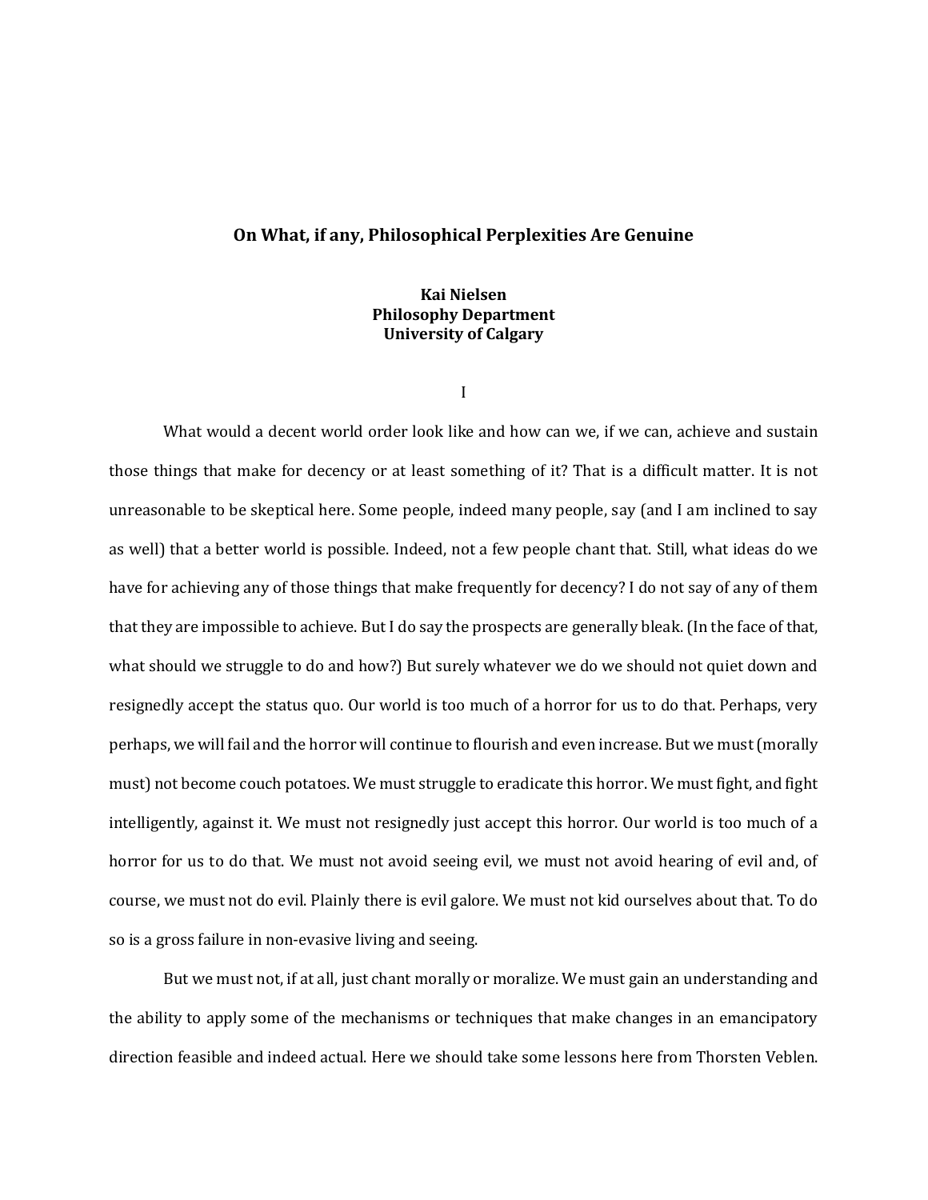# On What, if any, Philosophical Perplexities Are Genuine

**Kai Nielsen**
**Philosophy Department**
**University of Calgary**

## I

What would a decent world order look like and how can we, if we can, achieve and sustain those things that make for decency or at least something of it? That is a difficult matter. It is not unreasonable to be skeptical here. Some people, indeed many people, say (and I am inclined to say as well) that a better world is possible. Indeed, not a few people chant that. Still, what ideas do we have for achieving any of those things that make frequently for decency? I do not say of any of them that they are impossible to achieve. But I do say the prospects are generally bleak. (In the face of that, what should we struggle to do and how?) But surely whatever we do we should not quiet down and resignedly accept the status quo. Our world is too much of a horror for us to do that. Perhaps, very perhaps, we will fail and the horror will continue to flourish and even increase. But we must (morally must) not become couch potatoes. We must struggle to eradicate this horror. We must fight, and fight intelligently, against it. We must not resignedly just accept this horror. Our world is too much of a horror for us to do that. We must not avoid seeing evil, we must not avoid hearing of evil and, of course, we must not do evil. Plainly there is evil galore. We must not kid ourselves about that. To do so is a gross failure in non-evasive living and seeing.

But we must not, if at all, just chant morally or moralize. We must gain an understanding and the ability to apply some of the mechanisms or techniques that make changes in an emancipatory direction feasible and indeed actual. Here we should take some lessons here from Thorsten Veblen.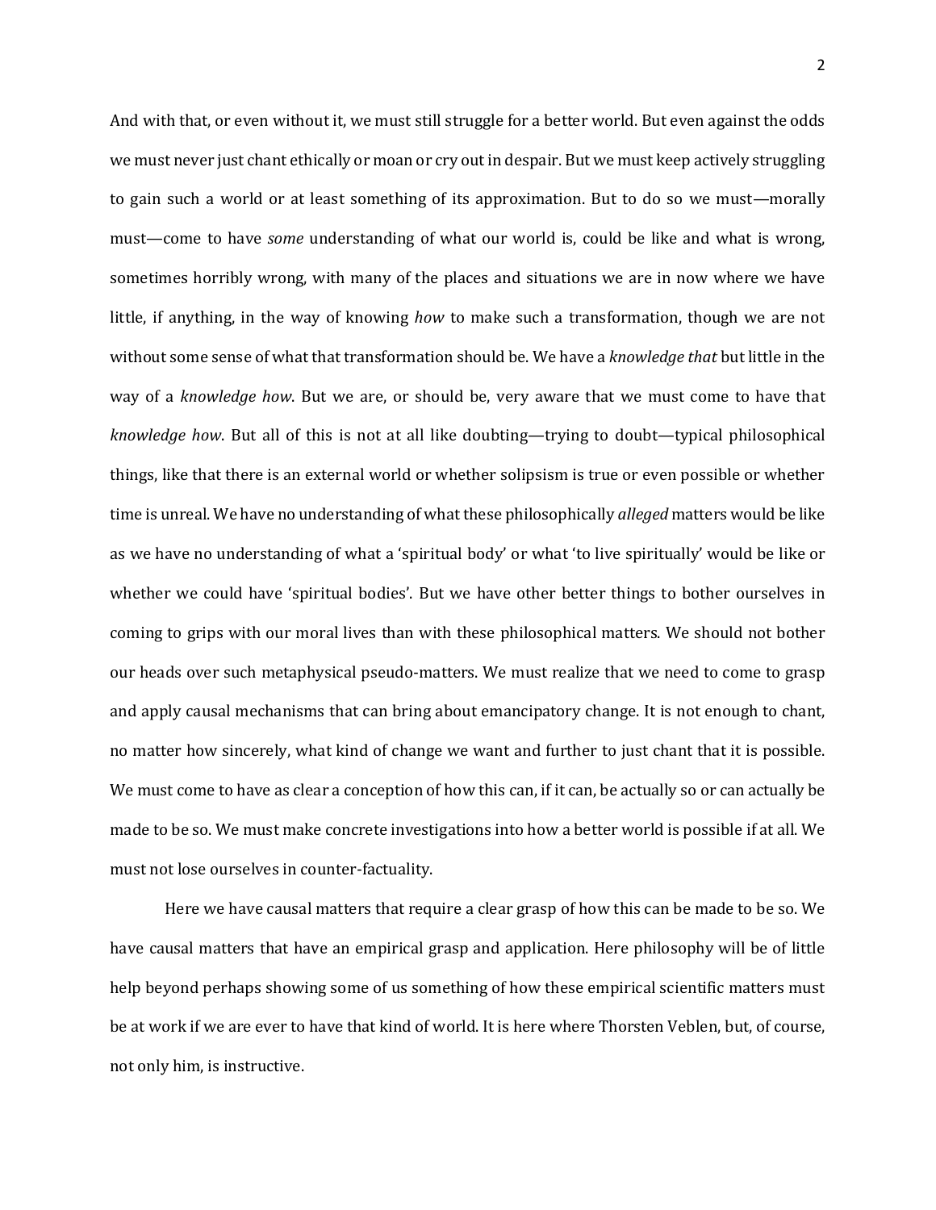And with that, or even without it, we must still struggle for a better world. But even against the odds we must never just chant ethically or moan or cry out in despair. But we must keep actively struggling to gain such a world or at least something of its approximation. But to do so we must—morally must—come to have *some* understanding of what our world is, could be like and what is wrong, sometimes horribly wrong, with many of the places and situations we are in now where we have little, if anything, in the way of knowing *how* to make such a transformation, though we are not without some sense of what that transformation should be. We have a *knowledge that* but little in the way of a *knowledge how*. But we are, or should be, very aware that we must come to have that *knowledge how*. But all of this is not at all like doubting—trying to doubt—typical philosophical things, like that there is an external world or whether solipsism is true or even possible or whether time is unreal. We have no understanding of what these philosophically *alleged* matters would be like as we have no understanding of what a 'spiritual body' or what 'to live spiritually' would be like or whether we could have 'spiritual bodies'. But we have other better things to bother ourselves in coming to grips with our moral lives than with these philosophical matters. We should not bother our heads over such metaphysical pseudo-matters. We must realize that we need to come to grasp and apply causal mechanisms that can bring about emancipatory change. It is not enough to chant, no matter how sincerely, what kind of change we want and further to just chant that it is possible. We must come to have as clear a conception of how this can, if it can, be actually so or can actually be made to be so. We must make concrete investigations into how a better world is possible if at all. We must not lose ourselves in counter-factuality.

Here we have causal matters that require a clear grasp of how this can be made to be so. We have causal matters that have an empirical grasp and application. Here philosophy will be of little help beyond perhaps showing some of us something of how these empirical scientific matters must be at work if we are ever to have that kind of world. It is here where Thorsten Veblen, but, of course, not only him, is instructive.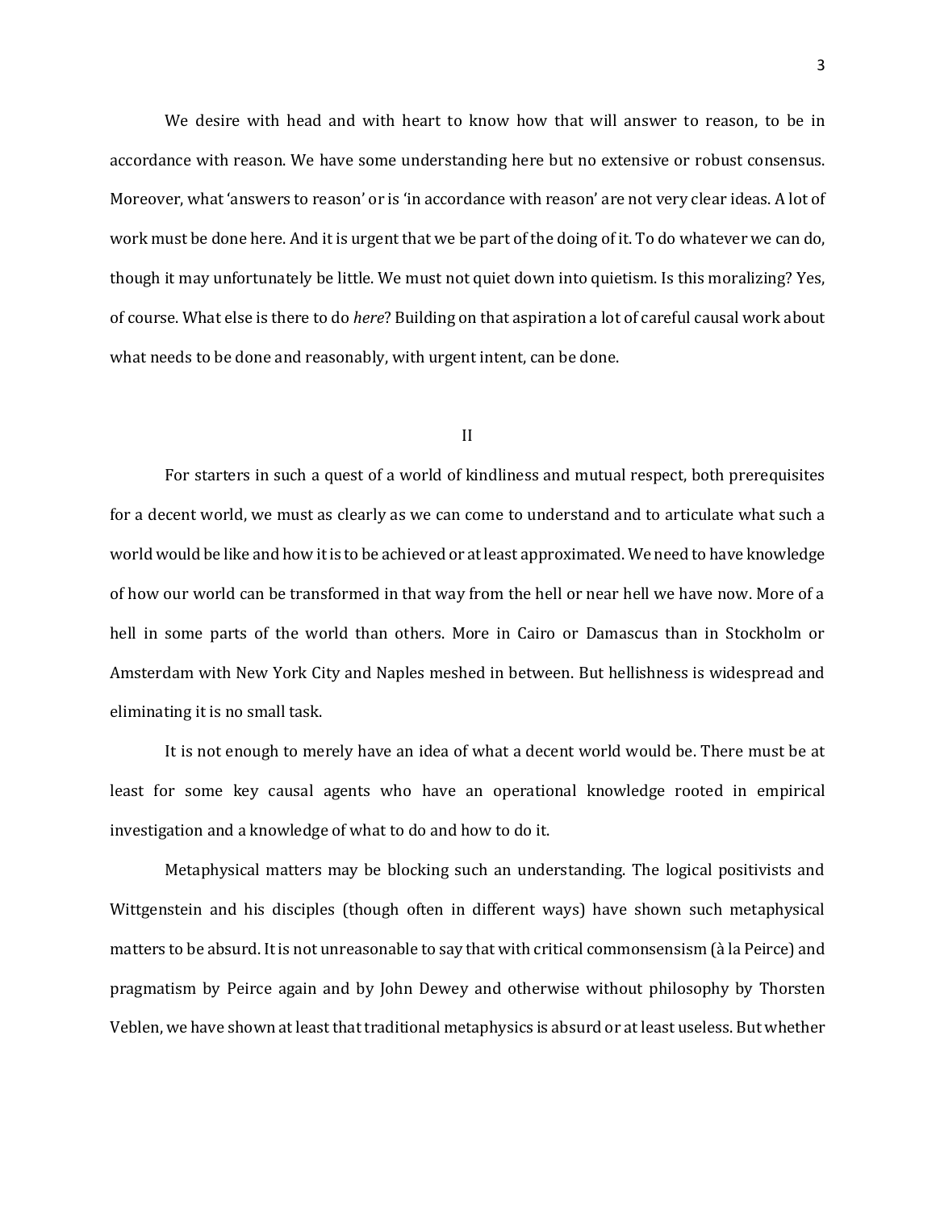We desire with head and with heart to know how that will answer to reason, to be in accordance with reason. We have some understanding here but no extensive or robust consensus. Moreover, what 'answers to reason' or is 'in accordance with reason' are not very clear ideas. A lot of work must be done here. And it is urgent that we be part of the doing of it. To do whatever we can do, though it may unfortunately be little. We must not quiet down into quietism. Is this moralizing? Yes, of course. What else is there to do *here*? Building on that aspiration a lot of careful causal work about what needs to be done and reasonably, with urgent intent, can be done.

## II

For starters in such a quest of a world of kindliness and mutual respect, both prerequisites for a decent world, we must as clearly as we can come to understand and to articulate what such a world would be like and how it is to be achieved or at least approximated. We need to have knowledge of how our world can be transformed in that way from the hell or near hell we have now. More of a hell in some parts of the world than others. More in Cairo or Damascus than in Stockholm or Amsterdam with New York City and Naples meshed in between. But hellishness is widespread and eliminating it is no small task.

It is not enough to merely have an idea of what a decent world would be. There must be at least for some key causal agents who have an operational knowledge rooted in empirical investigation and a knowledge of what to do and how to do it.

Metaphysical matters may be blocking such an understanding. The logical positivists and Wittgenstein and his disciples (though often in different ways) have shown such metaphysical matters to be absurd. It is not unreasonable to say that with critical commonsensism (à la Peirce) and pragmatism by Peirce again and by John Dewey and otherwise without philosophy by Thorsten Veblen, we have shown at least that traditional metaphysics is absurd or at least useless. But whether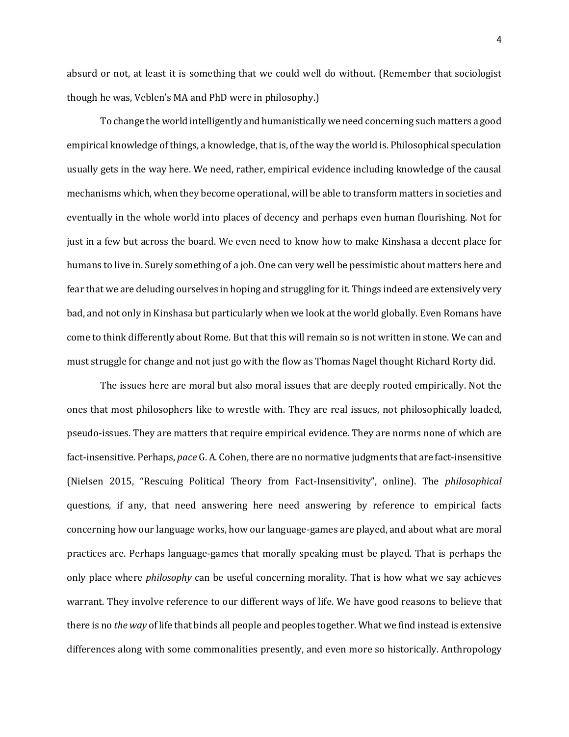absurd or not, at least it is something that we could well do without. (Remember that sociologist though he was, Veblen's MA and PhD were in philosophy.)

To change the world intelligently and humanistically we need concerning such matters a good empirical knowledge of things, a knowledge, that is, of the way the world is. Philosophical speculation usually gets in the way here. We need, rather, empirical evidence including knowledge of the causal mechanisms which, when they become operational, will be able to transform matters in societies and eventually in the whole world into places of decency and perhaps even human flourishing. Not for just in a few but across the board. We even need to know how to make Kinshasa a decent place for humans to live in. Surely something of a job. One can very well be pessimistic about matters here and fear that we are deluding ourselves in hoping and struggling for it. Things indeed are extensively very bad, and not only in Kinshasa but particularly when we look at the world globally. Even Romans have come to think differently about Rome. But that this will remain so is not written in stone. We can and must struggle for change and not just go with the flow as Thomas Nagel thought Richard Rorty did.

The issues here are moral but also moral issues that are deeply rooted empirically. Not the ones that most philosophers like to wrestle with. They are real issues, not philosophically loaded, pseudo-issues. They are matters that require empirical evidence. They are norms none of which are fact-insensitive. Perhaps, *pace* G. A. Cohen, there are no normative judgments that are fact-insensitive (Nielsen 2015, "Rescuing Political Theory from Fact-Insensitivity", online). The *philosophical* questions, if any, that need answering here need answering by reference to empirical facts concerning how our language works, how our language-games are played, and about what are moral practices are. Perhaps language-games that morally speaking must be played. That is perhaps the only place where *philosophy* can be useful concerning morality. That is how what we say achieves warrant. They involve reference to our different ways of life. We have good reasons to believe that there is no *the way* of life that binds all people and peoples together. What we find instead is extensive differences along with some commonalities presently, and even more so historically. Anthropology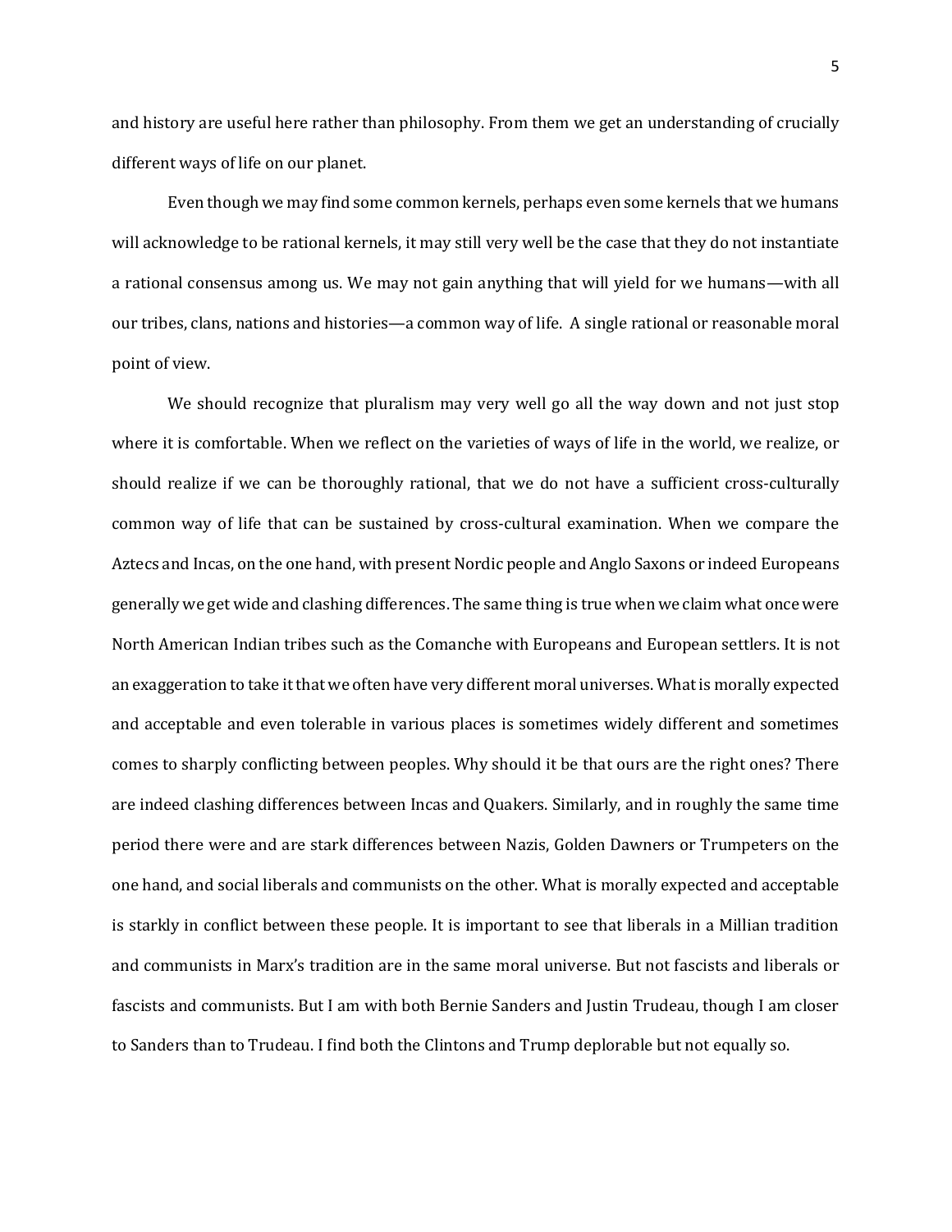and history are useful here rather than philosophy. From them we get an understanding of crucially different ways of life on our planet.

Even though we may find some common kernels, perhaps even some kernels that we humans will acknowledge to be rational kernels, it may still very well be the case that they do not instantiate a rational consensus among us. We may not gain anything that will yield for we humans—with all our tribes, clans, nations and histories—a common way of life. A single rational or reasonable moral point of view.

We should recognize that pluralism may very well go all the way down and not just stop where it is comfortable. When we reflect on the varieties of ways of life in the world, we realize, or should realize if we can be thoroughly rational, that we do not have a sufficient cross-culturally common way of life that can be sustained by cross-cultural examination. When we compare the Aztecs and Incas, on the one hand, with present Nordic people and Anglo Saxons or indeed Europeans generally we get wide and clashing differences. The same thing is true when we claim what once were North American Indian tribes such as the Comanche with Europeans and European settlers. It is not an exaggeration to take it that we often have very different moral universes. What is morally expected and acceptable and even tolerable in various places is sometimes widely different and sometimes comes to sharply conflicting between peoples. Why should it be that ours are the right ones? There are indeed clashing differences between Incas and Quakers. Similarly, and in roughly the same time period there were and are stark differences between Nazis, Golden Dawners or Trumpeters on the one hand, and social liberals and communists on the other. What is morally expected and acceptable is starkly in conflict between these people. It is important to see that liberals in a Millian tradition and communists in Marx's tradition are in the same moral universe. But not fascists and liberals or fascists and communists. But I am with both Bernie Sanders and Justin Trudeau, though I am closer to Sanders than to Trudeau. I find both the Clintons and Trump deplorable but not equally so.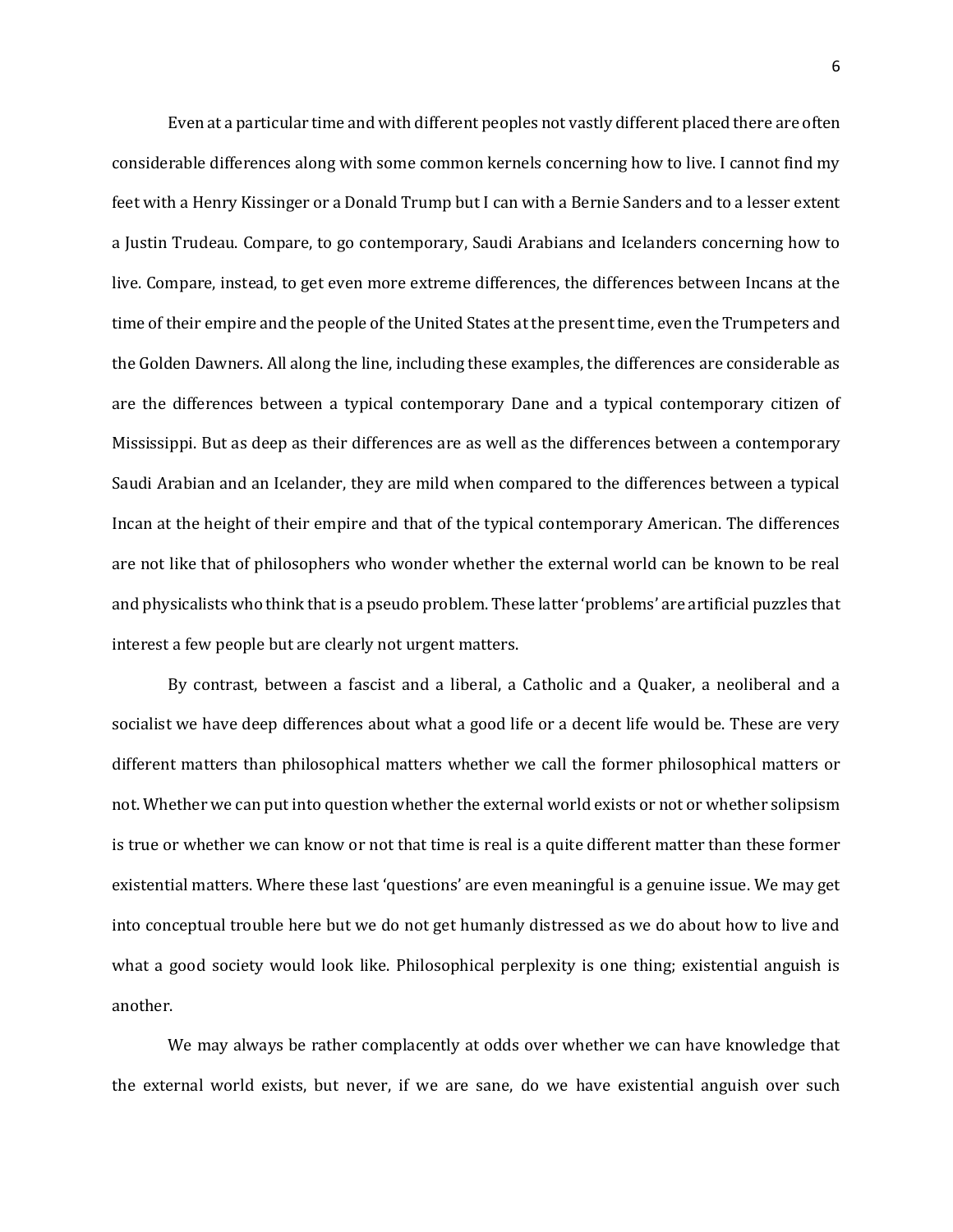Even at a particular time and with different peoples not vastly different placed there are often considerable differences along with some common kernels concerning how to live. I cannot find my feet with a Henry Kissinger or a Donald Trump but I can with a Bernie Sanders and to a lesser extent a Justin Trudeau. Compare, to go contemporary, Saudi Arabians and Icelanders concerning how to live. Compare, instead, to get even more extreme differences, the differences between Incans at the time of their empire and the people of the United States at the present time, even the Trumpeters and the Golden Dawners. All along the line, including these examples, the differences are considerable as are the differences between a typical contemporary Dane and a typical contemporary citizen of Mississippi. But as deep as their differences are as well as the differences between a contemporary Saudi Arabian and an Icelander, they are mild when compared to the differences between a typical Incan at the height of their empire and that of the typical contemporary American. The differences are not like that of philosophers who wonder whether the external world can be known to be real and physicalists who think that is a pseudo problem. These latter 'problems' are artificial puzzles that interest a few people but are clearly not urgent matters.

By contrast, between a fascist and a liberal, a Catholic and a Quaker, a neoliberal and a socialist we have deep differences about what a good life or a decent life would be. These are very different matters than philosophical matters whether we call the former philosophical matters or not. Whether we can put into question whether the external world exists or not or whether solipsism is true or whether we can know or not that time is real is a quite different matter than these former existential matters. Where these last 'questions' are even meaningful is a genuine issue. We may get into conceptual trouble here but we do not get humanly distressed as we do about how to live and what a good society would look like. Philosophical perplexity is one thing; existential anguish is another.

We may always be rather complacently at odds over whether we can have knowledge that the external world exists, but never, if we are sane, do we have existential anguish over such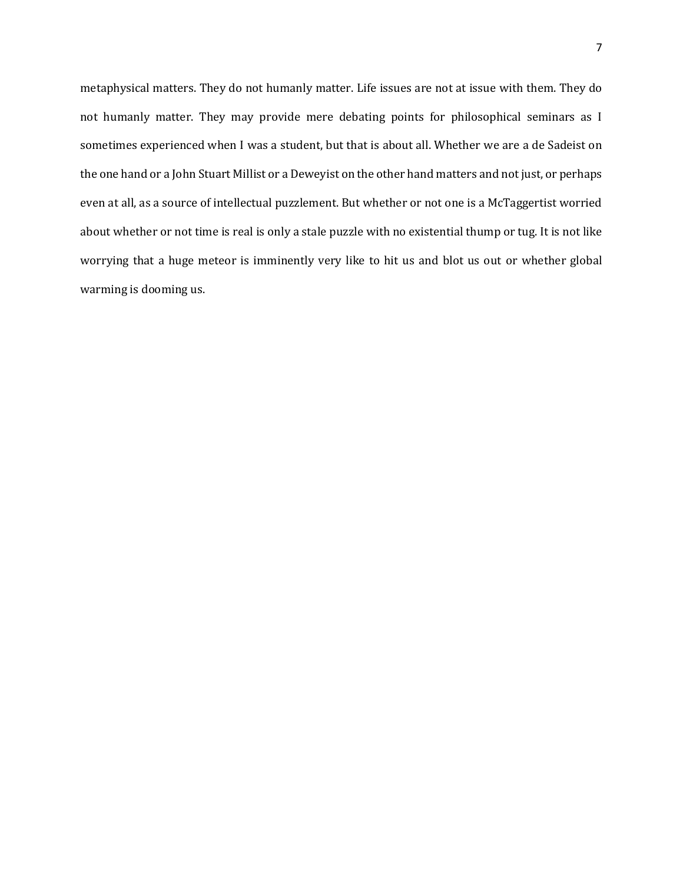metaphysical matters. They do not humanly matter. Life issues are not at issue with them. They do not humanly matter. They may provide mere debating points for philosophical seminars as I sometimes experienced when I was a student, but that is about all. Whether we are a de Sadeist on the one hand or a John Stuart Millist or a Deweyist on the other hand matters and not just, or perhaps even at all, as a source of intellectual puzzlement. But whether or not one is a McTaggertist worried about whether or not time is real is only a stale puzzle with no existential thump or tug. It is not like worrying that a huge meteor is imminently very like to hit us and blot us out or whether global warming is dooming us.